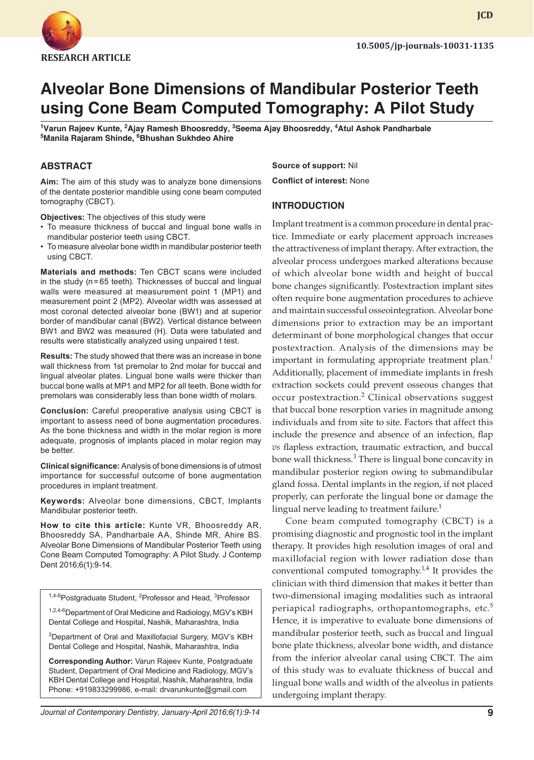RESEARCH ARTICLE

10.5005/jp-journals-10031-1135

# Alveolar Bone Dimensions of Mandibular Posterior Teeth using Cone Beam Computed Tomography: A Pilot Study

[1]Varun Rajeev Kunte, [2]Ajay Ramesh Bhoosreddy, [3]Seema Ajay Bhoosreddy, [4]Atul Ashok Pandharbale
[5]Manila Rajaram Shinde, [6]Bhushan Sukhdeo Ahire

## ABSTRACT

**Aim:** The aim of this study was to analyze bone dimensions of the dentate posterior mandible using cone beam computed tomography (CBCT).

**Objectives:** The objectives of this study were

- To measure thickness of buccal and lingual bone walls in mandibular posterior teeth using CBCT.
- To measure alveolar bone width in mandibular posterior teeth using CBCT.

**Materials and methods:** Ten CBCT scans were included in the study (n = 65 teeth). Thicknesses of buccal and lingual walls were measured at measurement point 1 (MP1) and measurement point 2 (MP2). Alveolar width was assessed at most coronal detected alveolar bone (BW1) and at superior border of mandibular canal (BW2). Vertical distance between BW1 and BW2 was measured (H). Data were tabulated and results were statistically analyzed using unpaired t test.

**Results:** The study showed that there was an increase in bone wall thickness from 1st premolar to 2nd molar for buccal and lingual alveolar plates. Lingual bone walls were thicker than buccal bone walls at MP1 and MP2 for all teeth. Bone width for premolars was considerably less than bone width of molars.

**Conclusion:** Careful preoperative analysis using CBCT is important to assess need of bone augmentation procedures. As the bone thickness and width in the molar region is more adequate, prognosis of implants placed in molar region may be better.

**Clinical significance:** Analysis of bone dimensions is of utmost importance for successful outcome of bone augmentation procedures in implant treatment.

**Keywords:** Alveolar bone dimensions, CBCT, Implants Mandibular posterior teeth.

**How to cite this article:** Kunte VR, Bhoosreddy AR, Bhoosreddy SA, Pandharbale AA, Shinde MR, Ahire BS. Alveolar Bone Dimensions of Mandibular Posterior Teeth using Cone Beam Computed Tomography: A Pilot Study. J Contemp Dent 2016;6(1):9-14.

[1,4-6]Postgraduate Student, [2]Professor and Head, [3]Professor

[1,2,4-6]Department of Oral Medicine and Radiology, MGV's KBH Dental College and Hospital, Nashik, Maharashtra, India

[3]Department of Oral and Maxillofacial Surgery, MGV's KBH Dental College and Hospital, Nashik, Maharashtra, India

**Corresponding Author:** Varun Rajeev Kunte, Postgraduate Student, Department of Oral Medicine and Radiology, MGV's KBH Dental College and Hospital, Nashik, Maharashtra, India Phone: +919833299986, e-mail: drvarunkunte@gmail.com

**Source of support:** Nil

**Conflict of interest:** None

## INTRODUCTION

Implant treatment is a common procedure in dental practice. Immediate or early placement approach increases the attractiveness of implant therapy. After extraction, the alveolar process undergoes marked alterations because of which alveolar bone width and height of buccal bone changes significantly. Postextraction implant sites often require bone augmentation procedures to achieve and maintain successful osseointegration. Alveolar bone dimensions prior to extraction may be an important determinant of bone morphological changes that occur postextraction. Analysis of the dimensions may be important in formulating appropriate treatment plan.[1] Additionally, placement of immediate implants in fresh extraction sockets could prevent osseous changes that occur postextraction.[2] Clinical observations suggest that buccal bone resorption varies in magnitude among individuals and from site to site. Factors that affect this include the presence and absence of an infection, flap *vs* flapless extraction, traumatic extraction, and buccal bone wall thickness.[3] There is lingual bone concavity in mandibular posterior region owing to submandibular gland fossa. Dental implants in the region, if not placed properly, can perforate the lingual bone or damage the lingual nerve leading to treatment failure.[1]

Cone beam computed tomography (CBCT) is a promising diagnostic and prognostic tool in the implant therapy. It provides high resolution images of oral and maxillofacial region with lower radiation dose than conventional computed tomography.[1,4] It provides the clinician with third dimension that makes it better than two-dimensional imaging modalities such as intraoral periapical radiographs, orthopantomographs, etc.[5] Hence, it is imperative to evaluate bone dimensions of mandibular posterior teeth, such as buccal and lingual bone plate thickness, alveolar bone width, and distance from the inferior alveolar canal using CBCT. The aim of this study was to evaluate thickness of buccal and lingual bone walls and width of the alveolus in patients undergoing implant therapy.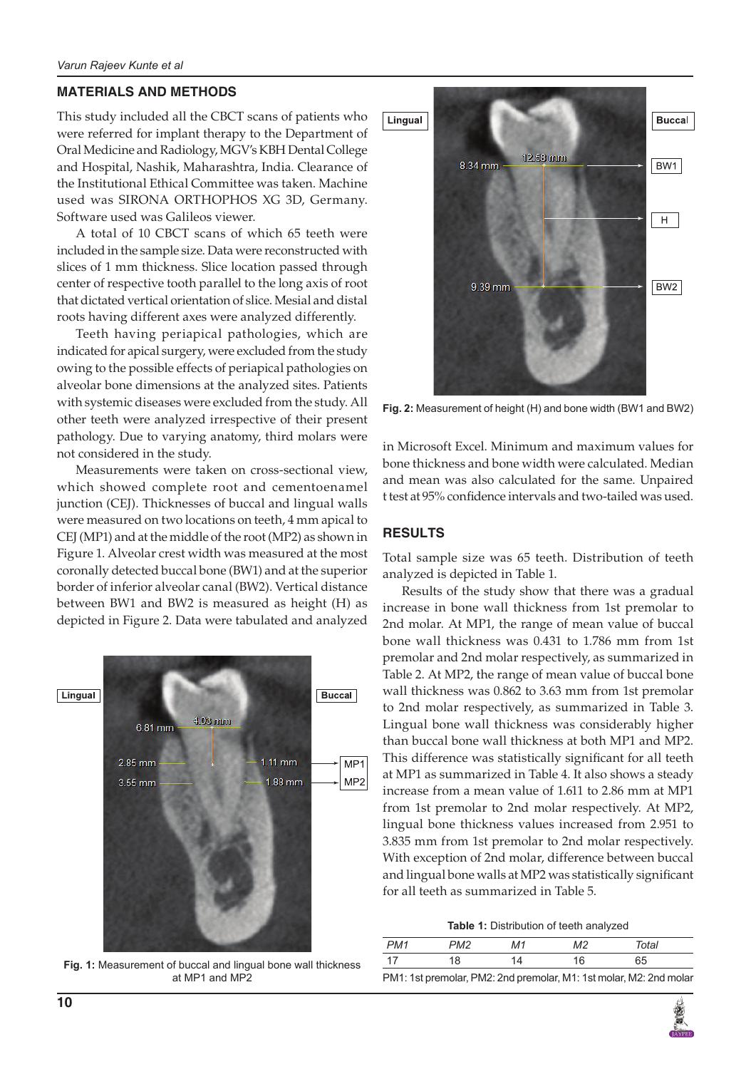## MATERIALS AND METHODS

This study included all the CBCT scans of patients who were referred for implant therapy to the Department of Oral Medicine and Radiology, MGV's KBH Dental College and Hospital, Nashik, Maharashtra, India. Clearance of the Institutional Ethical Committee was taken. Machine used was SIRONA ORTHOPHOS XG 3D, Germany. Software used was Galileos viewer.

A total of 10 CBCT scans of which 65 teeth were included in the sample size. Data were reconstructed with slices of 1 mm thickness. Slice location passed through center of respective tooth parallel to the long axis of root that dictated vertical orientation of slice. Mesial and distal roots having different axes were analyzed differently.

Teeth having periapical pathologies, which are indicated for apical surgery, were excluded from the study owing to the possible effects of periapical pathologies on alveolar bone dimensions at the analyzed sites. Patients with systemic diseases were excluded from the study. All other teeth were analyzed irrespective of their present pathology. Due to varying anatomy, third molars were not considered in the study.

Measurements were taken on cross-sectional view, which showed complete root and cementoenamel junction (CEJ). Thicknesses of buccal and lingual walls were measured on two locations on teeth, 4 mm apical to CEJ (MP1) and at the middle of the root (MP2) as shown in Figure 1. Alveolar crest width was measured at the most coronally detected buccal bone (BW1) and at the superior border of inferior alveolar canal (BW2). Vertical distance between BW1 and BW2 is measured as height (H) as depicted in Figure 2. Data were tabulated and analyzed in Microsoft Excel. Minimum and maximum values for bone thickness and bone width were calculated. Median and mean was also calculated for the same. Unpaired t test at 95% confidence intervals and two-tailed was used.

**Fig. 1:** Measurement of buccal and lingual bone wall thickness at MP1 and MP2

**Fig. 2:** Measurement of height (H) and bone width (BW1 and BW2)

## RESULTS

Total sample size was 65 teeth. Distribution of teeth analyzed is depicted in Table 1.

Results of the study show that there was a gradual increase in bone wall thickness from 1st premolar to 2nd molar. At MP1, the range of mean value of buccal bone wall thickness was 0.431 to 1.786 mm from 1st premolar and 2nd molar respectively, as summarized in Table 2. At MP2, the range of mean value of buccal bone wall thickness was 0.862 to 3.63 mm from 1st premolar to 2nd molar respectively, as summarized in Table 3. Lingual bone wall thickness was considerably higher than buccal bone wall thickness at both MP1 and MP2. This difference was statistically significant for all teeth at MP1 as summarized in Table 4. It also shows a steady increase from a mean value of 1.611 to 2.86 mm at MP1 from 1st premolar to 2nd molar respectively. At MP2, lingual bone thickness values increased from 2.951 to 3.835 mm from 1st premolar to 2nd molar respectively. With exception of 2nd molar, difference between buccal and lingual bone walls at MP2 was statistically significant for all teeth as summarized in Table 5.

**Table 1:** Distribution of teeth analyzed

| *PM1* | *PM2* | *M1* | *M2* | *Total* |
|---|---|---|---|---|
| 17 | 18 | 14 | 16 | 65 |

PM1: 1st premolar, PM2: 2nd premolar, M1: 1st molar, M2: 2nd molar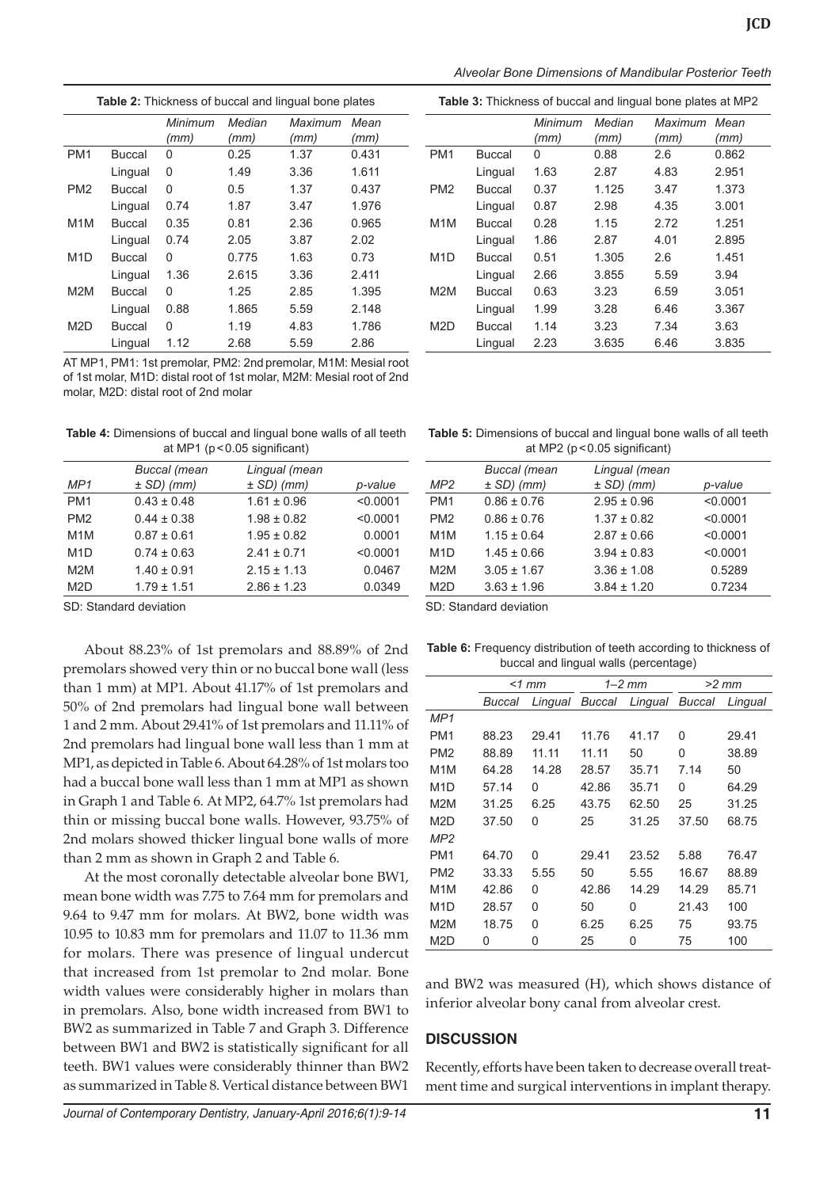**Table 2:** Thickness of buccal and lingual bone plates

| | | *Minimum (mm)* | *Median (mm)* | *Maximum (mm)* | *Mean (mm)* |
|---|---|---|---|---|---|
| PM1 | Buccal | 0 | 0.25 | 1.37 | 0.431 |
| | Lingual | 0 | 1.49 | 3.36 | 1.611 |
| PM2 | Buccal | 0 | 0.5 | 1.37 | 0.437 |
| | Lingual | 0.74 | 1.87 | 3.47 | 1.976 |
| M1M | Buccal | 0.35 | 0.81 | 2.36 | 0.965 |
| | Lingual | 0.74 | 2.05 | 3.87 | 2.02 |
| M1D | Buccal | 0 | 0.775 | 1.63 | 0.73 |
| | Lingual | 1.36 | 2.615 | 3.36 | 2.411 |
| M2M | Buccal | 0 | 1.25 | 2.85 | 1.395 |
| | Lingual | 0.88 | 1.865 | 5.59 | 2.148 |
| M2D | Buccal | 0 | 1.19 | 4.83 | 1.786 |
| | Lingual | 1.12 | 2.68 | 5.59 | 2.86 |

AT MP1, PM1: 1st premolar, PM2: 2nd premolar, M1M: Mesial root of 1st molar, M1D: distal root of 1st molar, M2M: Mesial root of 2nd molar, M2D: distal root of 2nd molar

**Table 3:** Thickness of buccal and lingual bone plates at MP2

| | | *Minimum (mm)* | *Median (mm)* | *Maximum (mm)* | *Mean (mm)* |
|---|---|---|---|---|---|
| PM1 | Buccal | 0 | 0.88 | 2.6 | 0.862 |
| | Lingual | 1.63 | 2.87 | 4.83 | 2.951 |
| PM2 | Buccal | 0.37 | 1.125 | 3.47 | 1.373 |
| | Lingual | 0.87 | 2.98 | 4.35 | 3.001 |
| M1M | Buccal | 0.28 | 1.15 | 2.72 | 1.251 |
| | Lingual | 1.86 | 2.87 | 4.01 | 2.895 |
| M1D | Buccal | 0.51 | 1.305 | 2.6 | 1.451 |
| | Lingual | 2.66 | 3.855 | 5.59 | 3.94 |
| M2M | Buccal | 0.63 | 3.23 | 6.59 | 3.051 |
| | Lingual | 1.99 | 3.28 | 6.46 | 3.367 |
| M2D | Buccal | 1.14 | 3.23 | 7.34 | 3.63 |
| | Lingual | 2.23 | 3.635 | 6.46 | 3.835 |

**Table 4:** Dimensions of buccal and lingual bone walls of all teeth at MP1 ($p < 0.05$ significant)

| *MP1* | *Buccal (mean ± SD) (mm)* | *Lingual (mean ± SD) (mm)* | *p-value* |
|---|---|---|---|
| PM1 | 0.43 ± 0.48 | 1.61 ± 0.96 | <0.0001 |
| PM2 | 0.44 ± 0.38 | 1.98 ± 0.82 | <0.0001 |
| M1M | 0.87 ± 0.61 | 1.95 ± 0.82 | 0.0001 |
| M1D | 0.74 ± 0.63 | 2.41 ± 0.71 | <0.0001 |
| M2M | 1.40 ± 0.91 | 2.15 ± 1.13 | 0.0467 |
| M2D | 1.79 ± 1.51 | 2.86 ± 1.23 | 0.0349 |

SD: Standard deviation

**Table 5:** Dimensions of buccal and lingual bone walls of all teeth at MP2 ($p < 0.05$ significant)

| *MP2* | *Buccal (mean ± SD) (mm)* | *Lingual (mean ± SD) (mm)* | *p-value* |
|---|---|---|---|
| PM1 | 0.86 ± 0.76 | 2.95 ± 0.96 | <0.0001 |
| PM2 | 0.86 ± 0.76 | 1.37 ± 0.82 | <0.0001 |
| M1M | 1.15 ± 0.64 | 2.87 ± 0.66 | <0.0001 |
| M1D | 1.45 ± 0.66 | 3.94 ± 0.83 | <0.0001 |
| M2M | 3.05 ± 1.67 | 3.36 ± 1.08 | 0.5289 |
| M2D | 3.63 ± 1.96 | 3.84 ± 1.20 | 0.7234 |

SD: Standard deviation

About 88.23% of 1st premolars and 88.89% of 2nd premolars showed very thin or no buccal bone wall (less than 1 mm) at MP1. About 41.17% of 1st premolars and 50% of 2nd premolars had lingual bone wall between 1 and 2 mm. About 29.41% of 1st premolars and 11.11% of 2nd premolars had lingual bone wall less than 1 mm at MP1, as depicted in Table 6. About 64.28% of 1st molars too had a buccal bone wall less than 1 mm at MP1 as shown in Graph 1 and Table 6. At MP2, 64.7% 1st premolars had thin or missing buccal bone walls. However, 93.75% of 2nd molars showed thicker lingual bone walls of more than 2 mm as shown in Graph 2 and Table 6.

At the most coronally detectable alveolar bone BW1, mean bone width was 7.75 to 7.64 mm for premolars and 9.64 to 9.47 mm for molars. At BW2, bone width was 10.95 to 10.83 mm for premolars and 11.07 to 11.36 mm for molars. There was presence of lingual undercut that increased from 1st premolar to 2nd molar. Bone width values were considerably higher in molars than in premolars. Also, bone width increased from BW1 to BW2 as summarized in Table 7 and Graph 3. Difference between BW1 and BW2 is statistically significant for all teeth. BW1 values were considerably thinner than BW2 as summarized in Table 8. Vertical distance between BW1 and BW2 was measured (H), which shows distance of inferior alveolar bony canal from alveolar crest.

**Table 6:** Frequency distribution of teeth according to thickness of buccal and lingual walls (percentage)

| | *<1 mm* | | *1–2 mm* | | *>2 mm* | |
|---|---|---|---|---|---|---|
| | *Buccal* | *Lingual* | *Buccal* | *Lingual* | *Buccal* | *Lingual* |
| *MP1* | | | | | | |
| PM1 | 88.23 | 29.41 | 11.76 | 41.17 | 0 | 29.41 |
| PM2 | 88.89 | 11.11 | 11.11 | 50 | 0 | 38.89 |
| M1M | 64.28 | 14.28 | 28.57 | 35.71 | 7.14 | 50 |
| M1D | 57.14 | 0 | 42.86 | 35.71 | 0 | 64.29 |
| M2M | 31.25 | 6.25 | 43.75 | 62.50 | 25 | 31.25 |
| M2D | 37.50 | 0 | 25 | 31.25 | 37.50 | 68.75 |
| *MP2* | | | | | | |
| PM1 | 64.70 | 0 | 29.41 | 23.52 | 5.88 | 76.47 |
| PM2 | 33.33 | 5.55 | 50 | 5.55 | 16.67 | 88.89 |
| M1M | 42.86 | 0 | 42.86 | 14.29 | 14.29 | 85.71 |
| M1D | 28.57 | 0 | 50 | 0 | 21.43 | 100 |
| M2M | 18.75 | 0 | 6.25 | 6.25 | 75 | 93.75 |
| M2D | 0 | 0 | 25 | 0 | 75 | 100 |

## DISCUSSION

Recently, efforts have been taken to decrease overall treatment time and surgical interventions in implant therapy.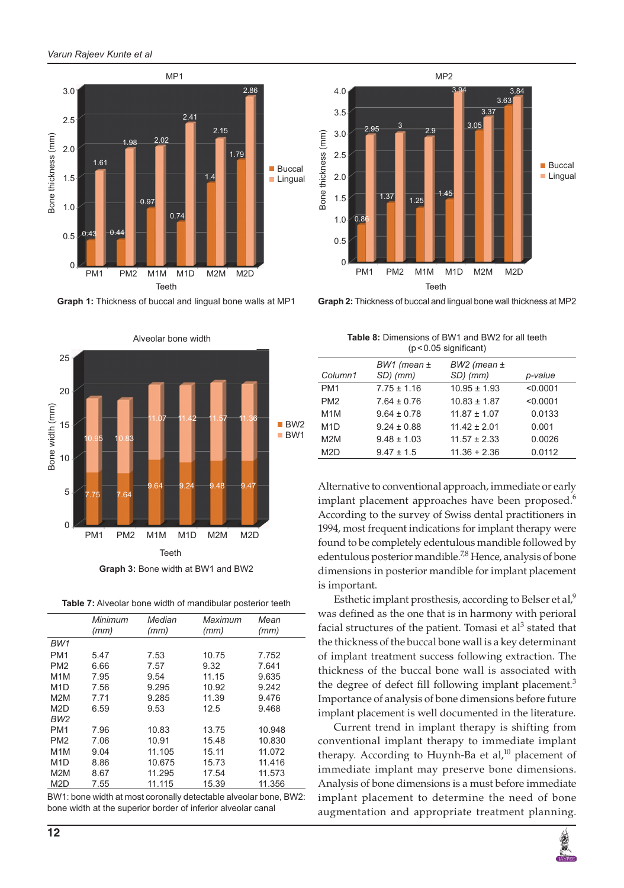**Graph 1:** Thickness of buccal and lingual bone walls at MP1

**Graph 2:** Thickness of buccal and lingual bone wall thickness at MP2

**Graph 3:** Bone width at BW1 and BW2

**Table 7:** Alveolar bone width of mandibular posterior teeth

| | *Minimum (mm)* | *Median (mm)* | *Maximum (mm)* | *Mean (mm)* |
|---|---|---|---|---|
| *BW1* | | | | |
| PM1 | 5.47 | 7.53 | 10.75 | 7.752 |
| PM2 | 6.66 | 7.57 | 9.32 | 7.641 |
| M1M | 7.95 | 9.54 | 11.15 | 9.635 |
| M1D | 7.56 | 9.295 | 10.92 | 9.242 |
| M2M | 7.71 | 9.285 | 11.39 | 9.476 |
| M2D | 6.59 | 9.53 | 12.5 | 9.468 |
| *BW2* | | | | |
| PM1 | 7.96 | 10.83 | 13.75 | 10.948 |
| PM2 | 7.06 | 10.91 | 15.48 | 10.830 |
| M1M | 9.04 | 11.105 | 15.11 | 11.072 |
| M1D | 8.86 | 10.675 | 15.73 | 11.416 |
| M2M | 8.67 | 11.295 | 17.54 | 11.573 |
| M2D | 7.55 | 11.115 | 15.39 | 11.356 |

BW1: bone width at most coronally detectable alveolar bone, BW2: bone width at the superior border of inferior alveolar canal

**Table 8:** Dimensions of BW1 and BW2 for all teeth ($p < 0.05$ significant)

| *Column1* | *BW1 (mean ± SD) (mm)* | *BW2 (mean ± SD) (mm)* | *p-value* |
|---|---|---|---|
| PM1 | 7.75 ± 1.16 | 10.95 ± 1.93 | <0.0001 |
| PM2 | 7.64 ± 0.76 | 10.83 ± 0.76 | <0.0001 |
| M1M | 9.64 ± 0.78 | 11.87 ± 1.07 | 0.0133 |
| M1D | 9.24 ± 0.88 | 11.42 ± 2.01 | 0.001 |
| M2M | 9.48 ± 1.03 | 11.57 ± 2.33 | 0.0026 |
| M2D | 9.47 ± 1.5 | 11.36 + 2.36 | 0.0112 |

Alternative to conventional approach, immediate or early implant placement approaches have been proposed.[6] According to the survey of Swiss dental practitioners in 1994, most frequent indications for implant therapy were found to be completely edentulous mandible followed by edentulous posterior mandible.[7,8] Hence, analysis of bone dimensions in posterior mandible for implant placement is important.

Esthetic implant prosthesis, according to Belser et al,[9] was defined as the one that is in harmony with perioral facial structures of the patient. Tomasi et al[3] stated that the thickness of the buccal bone wall is a key determinant of implant treatment success following extraction. The thickness of the buccal bone wall is associated with the degree of defect fill following implant placement.[3] Importance of analysis of bone dimensions before future implant placement is well documented in the literature.

Current trend in implant therapy is shifting from conventional implant therapy to immediate implant therapy. According to Huynh-Ba et al,[10] placement of immediate implant may preserve bone dimensions. Analysis of bone dimensions is a must before immediate implant placement to determine the need of bone augmentation and appropriate treatment planning.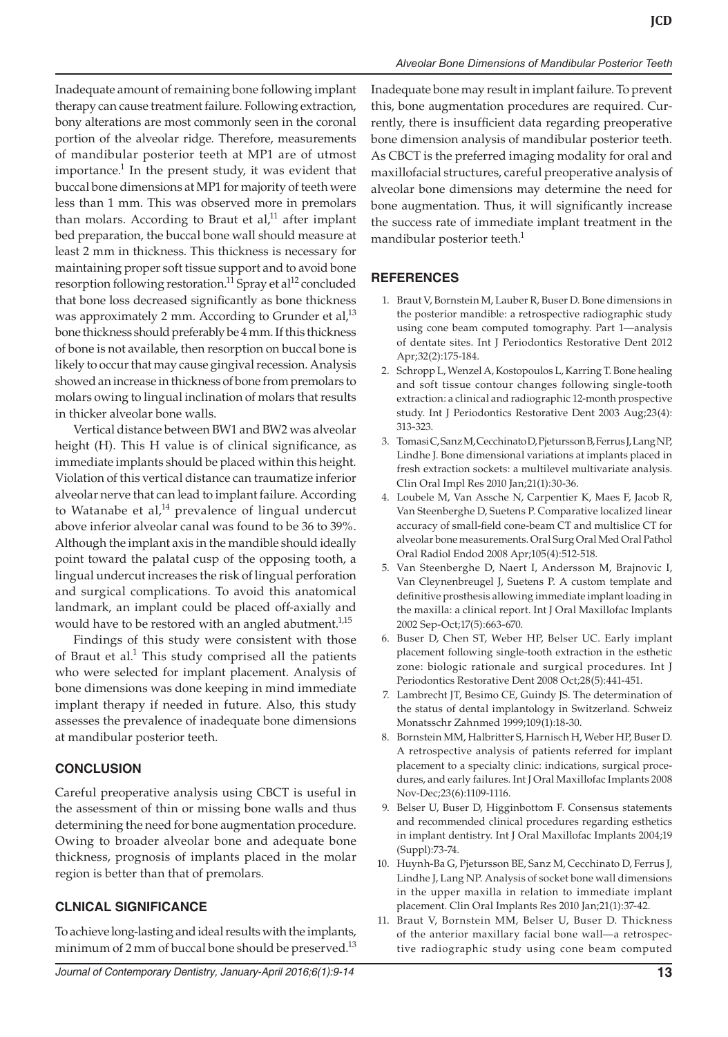Inadequate amount of remaining bone following implant therapy can cause treatment failure. Following extraction, bony alterations are most commonly seen in the coronal portion of the alveolar ridge. Therefore, measurements of mandibular posterior teeth at MP1 are of utmost importance.[1] In the present study, it was evident that buccal bone dimensions at MP1 for majority of teeth were less than 1 mm. This was observed more in premolars than molars. According to Braut et al,[11] after implant bed preparation, the buccal bone wall should measure at least 2 mm in thickness. This thickness is necessary for maintaining proper soft tissue support and to avoid bone resorption following restoration.[11] Spray et al[12] concluded that bone loss decreased significantly as bone thickness was approximately 2 mm. According to Grunder et al,[13] bone thickness should preferably be 4 mm. If this thickness of bone is not available, then resorption on buccal bone is likely to occur that may cause gingival recession. Analysis showed an increase in thickness of bone from premolars to molars owing to lingual inclination of molars that results in thicker alveolar bone walls.

Vertical distance between BW1 and BW2 was alveolar height (H). This H value is of clinical significance, as immediate implants should be placed within this height. Violation of this vertical distance can traumatize inferior alveolar nerve that can lead to implant failure. According to Watanabe et al,[14] prevalence of lingual undercut above inferior alveolar canal was found to be 36 to 39%. Although the implant axis in the mandible should ideally point toward the palatal cusp of the opposing tooth, a lingual undercut increases the risk of lingual perforation and surgical complications. To avoid this anatomical landmark, an implant could be placed off-axially and would have to be restored with an angled abutment.[1,15]

Findings of this study were consistent with those of Braut et al.[1] This study comprised all the patients who were selected for implant placement. Analysis of bone dimensions was done keeping in mind immediate implant therapy if needed in future. Also, this study assesses the prevalence of inadequate bone dimensions at mandibular posterior teeth.

## CONCLUSION

Careful preoperative analysis using CBCT is useful in the assessment of thin or missing bone walls and thus determining the need for bone augmentation procedure. Owing to broader alveolar bone and adequate bone thickness, prognosis of implants placed in the molar region is better than that of premolars.

## CLNICAL SIGNIFICANCE

To achieve long-lasting and ideal results with the implants, minimum of 2 mm of buccal bone should be preserved.[13] Inadequate bone may result in implant failure. To prevent this, bone augmentation procedures are required. Currently, there is insufficient data regarding preoperative bone dimension analysis of mandibular posterior teeth. As CBCT is the preferred imaging modality for oral and maxillofacial structures, careful preoperative analysis of alveolar bone dimensions may determine the need for bone augmentation. Thus, it will significantly increase the success rate of immediate implant treatment in the mandibular posterior teeth.[1]

## REFERENCES

1. Braut V, Bornstein M, Lauber R, Buser D. Bone dimensions in the posterior mandible: a retrospective radiographic study using cone beam computed tomography. Part 1—analysis of dentate sites. Int J Periodontics Restorative Dent 2012 Apr;32(2):175-184.
2. Schropp L, Wenzel A, Kostopoulos L, Karring T. Bone healing and soft tissue contour changes following single-tooth extraction: a clinical and radiographic 12-month prospective study. Int J Periodontics Restorative Dent 2003 Aug;23(4): 313-323.
3. Tomasi C, Sanz M, Cecchinato D, Pjetursson B, Ferrus J, Lang NP, Lindhe J. Bone dimensional variations at implants placed in fresh extraction sockets: a multilevel multivariate analysis. Clin Oral Impl Res 2010 Jan;21(1):30-36.
4. Loubele M, Van Assche N, Carpentier K, Maes F, Jacob R, Van Steenberghe D, Suetens P. Comparative localized linear accuracy of small-field cone-beam CT and multislice CT for alveolar bone measurements. Oral Surg Oral Med Oral Pathol Oral Radiol Endod 2008 Apr;105(4):512-518.
5. Van Steenberghe D, Naert I, Andersson M, Brajnovic I, Van Cleynenbreugel J, Suetens P. A custom template and definitive prosthesis allowing immediate implant loading in the maxilla: a clinical report. Int J Oral Maxillofac Implants 2002 Sep-Oct;17(5):663-670.
6. Buser D, Chen ST, Weber HP, Belser UC. Early implant placement following single-tooth extraction in the esthetic zone: biologic rationale and surgical procedures. Int J Periodontics Restorative Dent 2008 Oct;28(5):441-451.
7. Lambrecht JT, Besimo CE, Guindy JS. The determination of the status of dental implantology in Switzerland. Schweiz Monatsschr Zahnmed 1999;109(1):18-30.
8. Bornstein MM, Halbritter S, Harnisch H, Weber HP, Buser D. A retrospective analysis of patients referred for implant placement to a specialty clinic: indications, surgical procedures, and early failures. Int J Oral Maxillofac Implants 2008 Nov-Dec;23(6):1109-1116.
9. Belser U, Buser D, Higginbottom F. Consensus statements and recommended clinical procedures regarding esthetics in implant dentistry. Int J Oral Maxillofac Implants 2004;19 (Suppl):73-74.
10. Huynh-Ba G, Pjetursson BE, Sanz M, Cecchinato D, Ferrus J, Lindhe J, Lang NP. Analysis of socket bone wall dimensions in the upper maxilla in relation to immediate implant placement. Clin Oral Implants Res 2010 Jan;21(1):37-42.
11. Braut V, Bornstein MM, Belser U, Buser D. Thickness of the anterior maxillary facial bone wall—a retrospective radiographic study using cone beam computed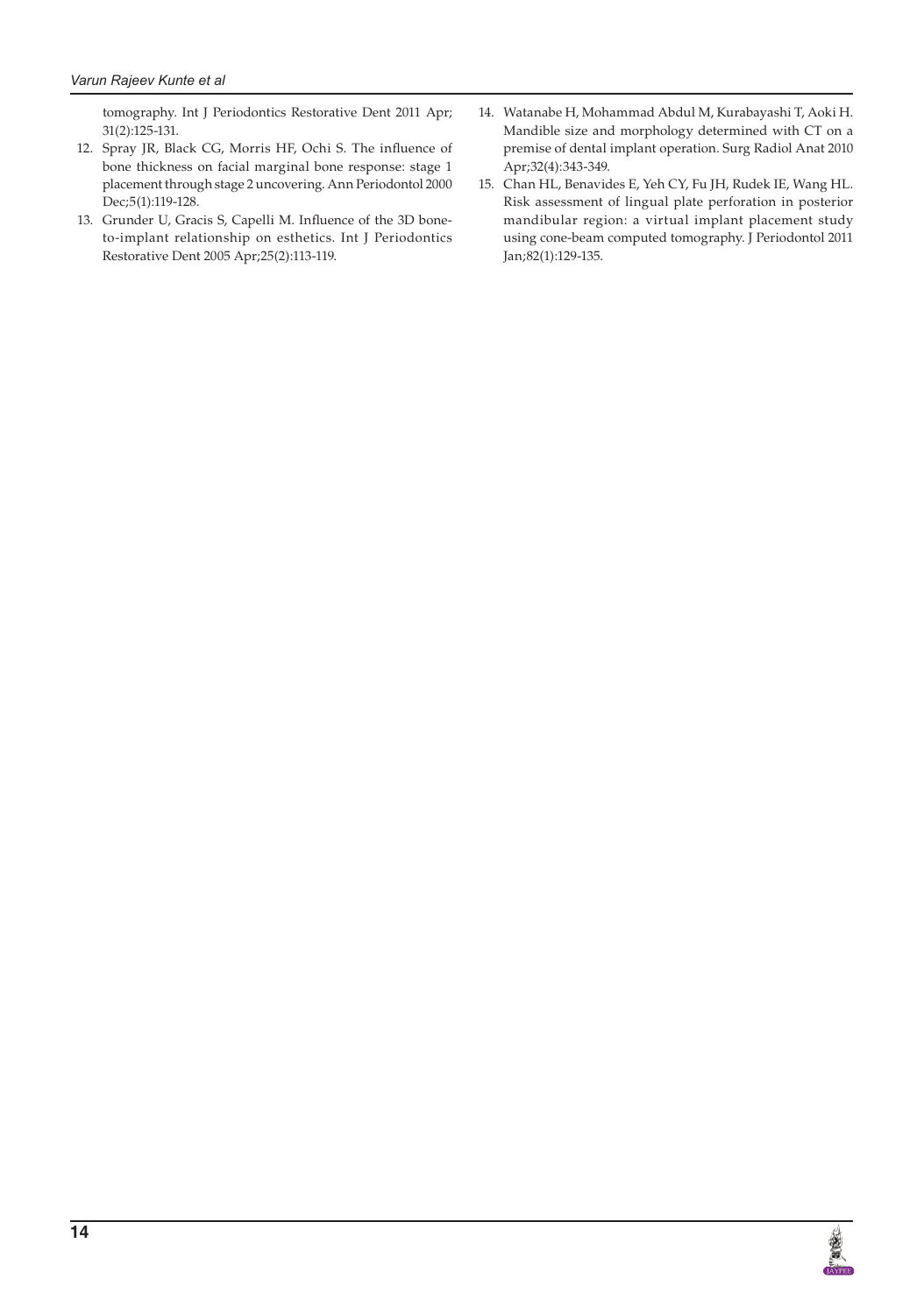tomography. Int J Periodontics Restorative Dent 2011 Apr; 31(2):125-131.

12. Spray JR, Black CG, Morris HF, Ochi S. The influence of bone thickness on facial marginal bone response: stage 1 placement through stage 2 uncovering. Ann Periodontol 2000 Dec;5(1):119-128.
13. Grunder U, Gracis S, Capelli M. Influence of the 3D bone-to-implant relationship on esthetics. Int J Periodontics Restorative Dent 2005 Apr;25(2):113-119.
14. Watanabe H, Mohammad Abdul M, Kurabayashi T, Aoki H. Mandible size and morphology determined with CT on a premise of dental implant operation. Surg Radiol Anat 2010 Apr;32(4):343-349.
15. Chan HL, Benavides E, Yeh CY, Fu JH, Rudek IE, Wang HL. Risk assessment of lingual plate perforation in posterior mandibular region: a virtual implant placement study using cone-beam computed tomography. J Periodontol 2011 Jan;82(1):129-135.